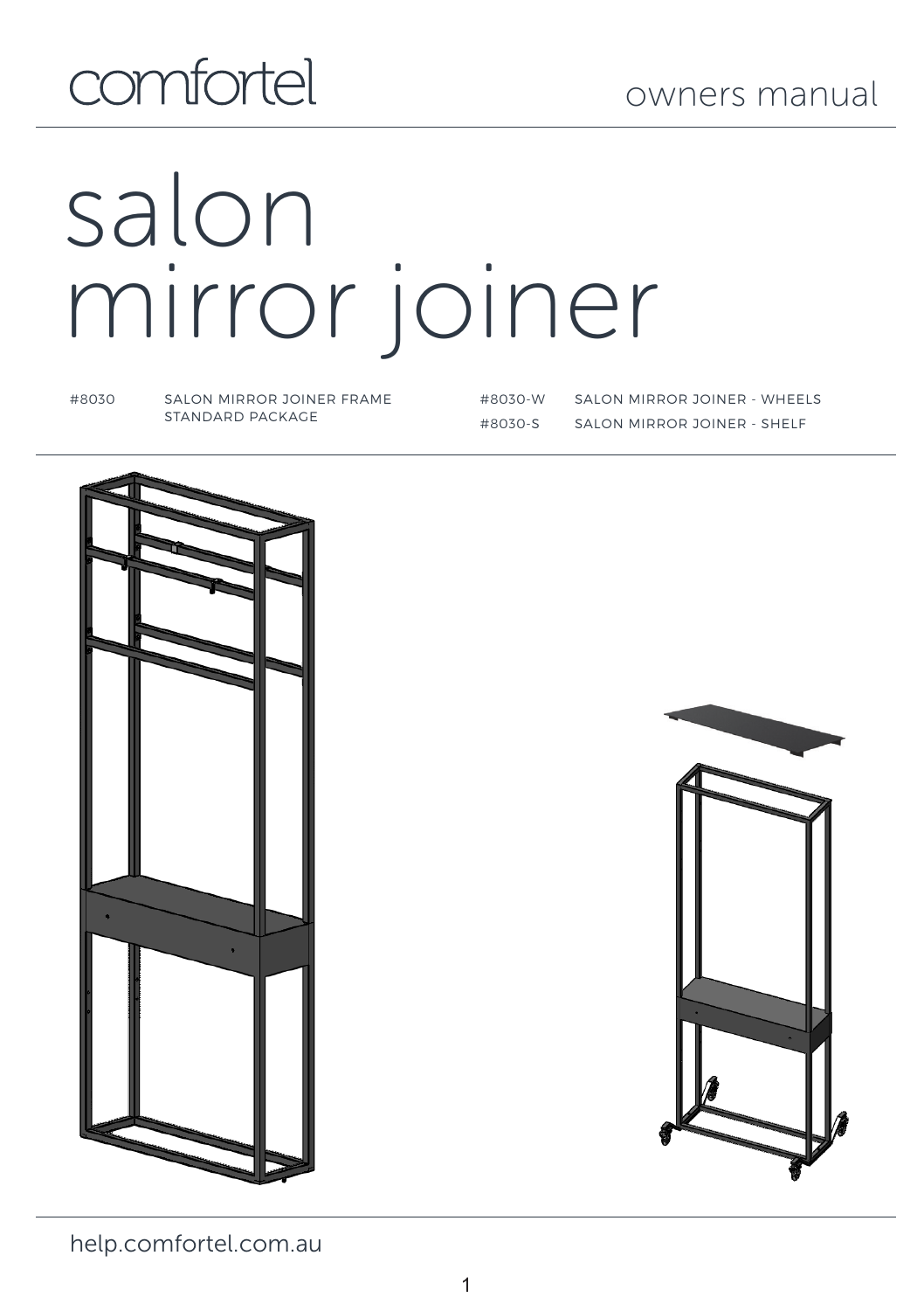comfortel

owners manual

# salon mirror joiner

| | |
|---|---|
| #8030 | SALON MIRROR JOINER FRAME STANDARD PACKAGE |
| #8030-W | SALON MIRROR JOINER - WHEELS |
| #8030-S | SALON MIRROR JOINER - SHELF |

help.comfortel.com.au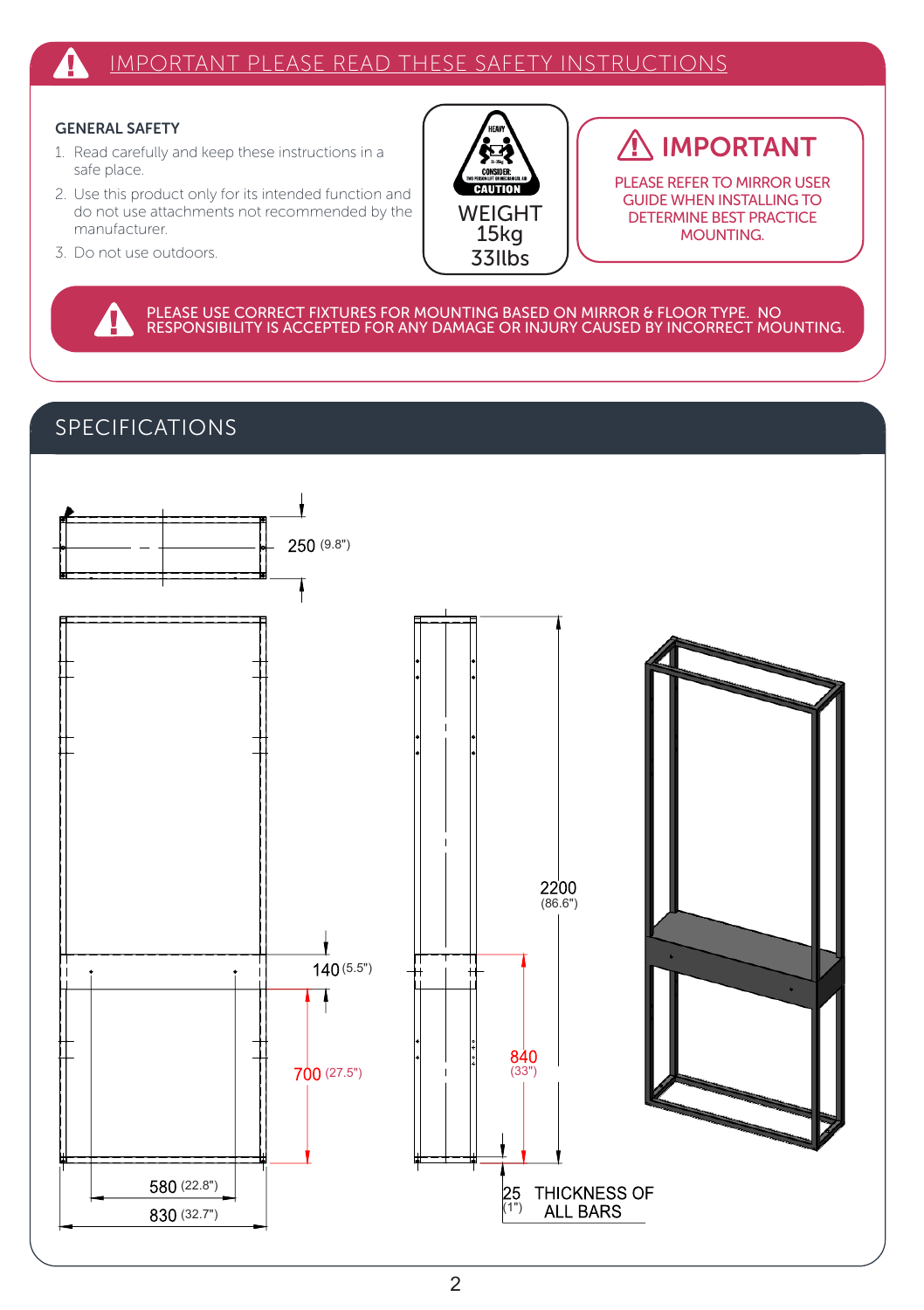# IMPORTANT PLEASE READ THESE SAFETY INSTRUCTIONS

## GENERAL SAFETY

1. Read carefully and keep these instructions in a safe place.
2. Use this product only for its intended function and do not use attachments not recommended by the manufacturer.
3. Do not use outdoors.

HEAVY
CONSIDER: TWO PERSON LIFT OR MECHANICAL AID
CAUTION

WEIGHT
15kg
33llbs

## IMPORTANT

PLEASE REFER TO MIRROR USER GUIDE WHEN INSTALLING TO DETERMINE BEST PRACTICE MOUNTING.

PLEASE USE CORRECT FIXTURES FOR MOUNTING BASED ON MIRROR & FLOOR TYPE. NO RESPONSIBILITY IS ACCEPTED FOR ANY DAMAGE OR INJURY CAUSED BY INCORRECT MOUNTING.

# SPECIFICATIONS

250 (9.8")

140 (5.5")

700 (27.5")

580 (22.8")

830 (32.7")

2200 (86.6")

840 (33")

25 (1") THICKNESS OF ALL BARS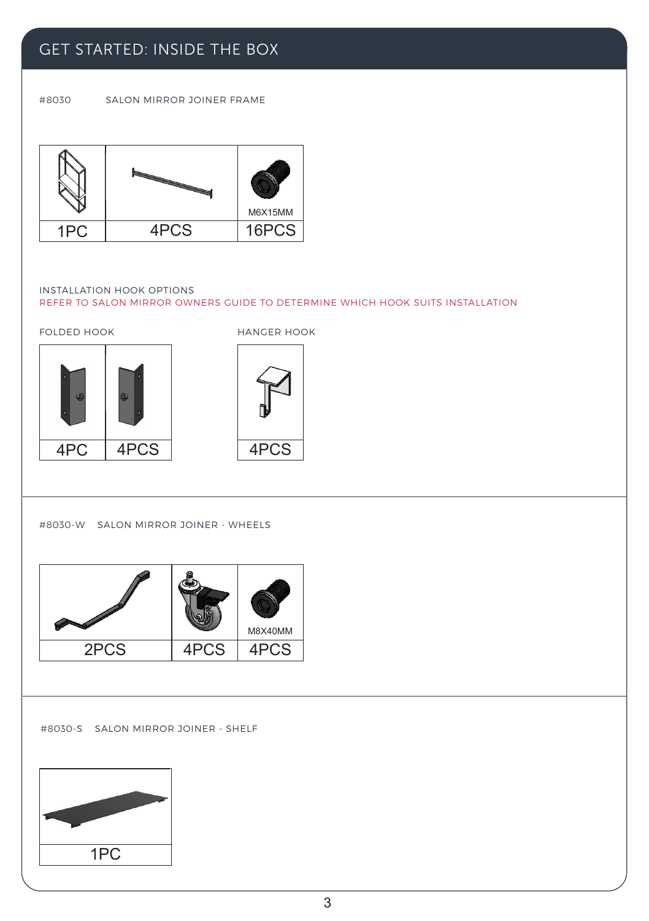## GET STARTED: INSIDE THE BOX

#8030 SALON MIRROR JOINER FRAME

| | | M6X15MM |
|---|---|---|
| 1PC | 4PCS | 16PCS |

INSTALLATION HOOK OPTIONS

REFER TO SALON MIRROR OWNERS GUIDE TO DETERMINE WHICH HOOK SUITS INSTALLATION

FOLDED HOOK

| | |
|---|---|
| 4PC | 4PCS |

HANGER HOOK

| |
|---|
| 4PCS |

#8030-W SALON MIRROR JOINER - WHEELS

| | | M8X40MM |
|---|---|---|
| 2PCS | 4PCS | 4PCS |

#8030-S SALON MIRROR JOINER - SHELF

| |
|---|
| 1PC |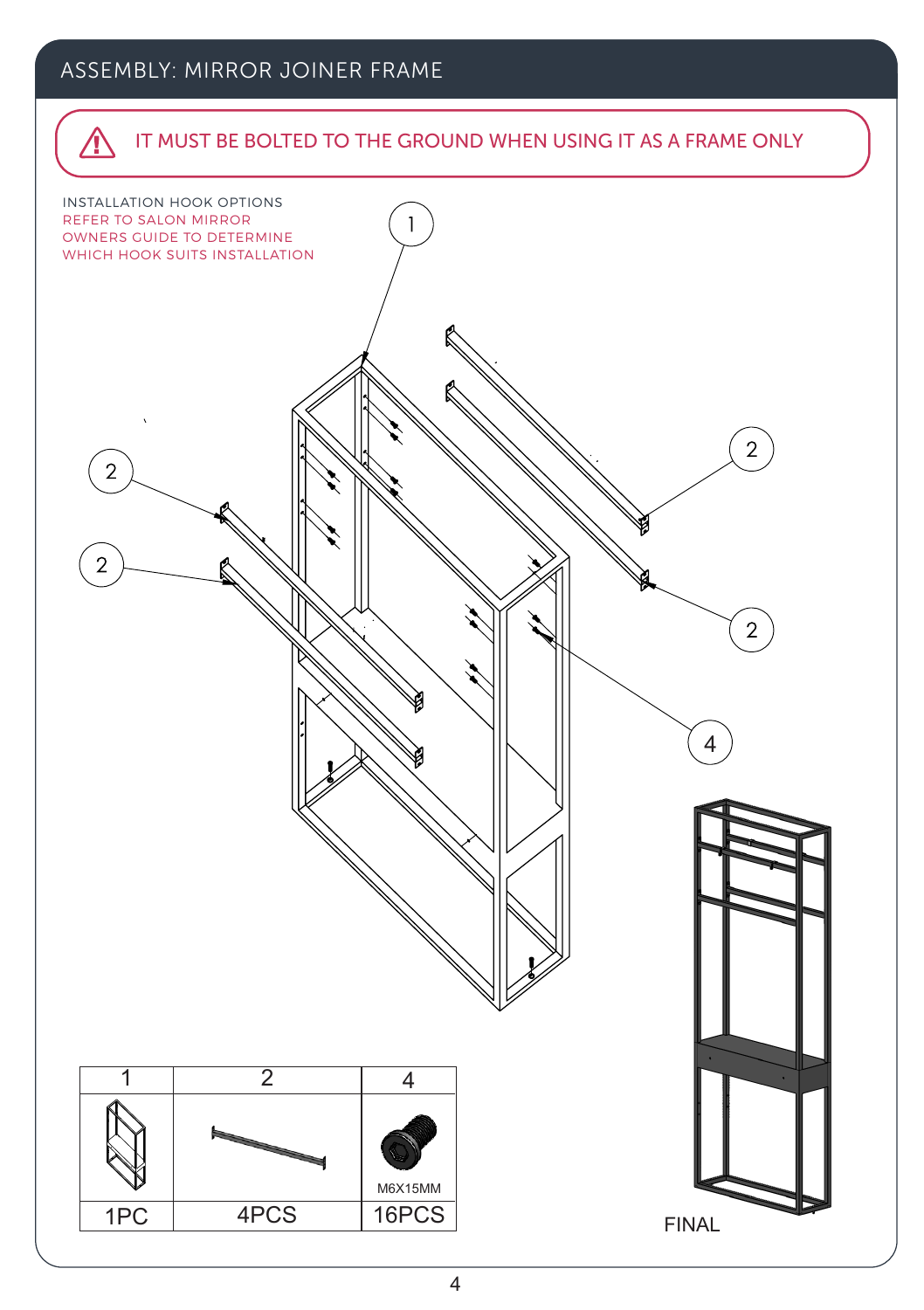# ASSEMBLY: MIRROR JOINER FRAME

⚠ IT MUST BE BOLTED TO THE GROUND WHEN USING IT AS A FRAME ONLY

INSTALLATION HOOK OPTIONS
REFER TO SALON MIRROR
OWNERS GUIDE TO DETERMINE
WHICH HOOK SUITS INSTALLATION

1

2

2

2

2

4

| 1 | 2 | 4 |
|---|---|---|
| | | M6X15MM |
| 1PC | 4PCS | 16PCS |

FINAL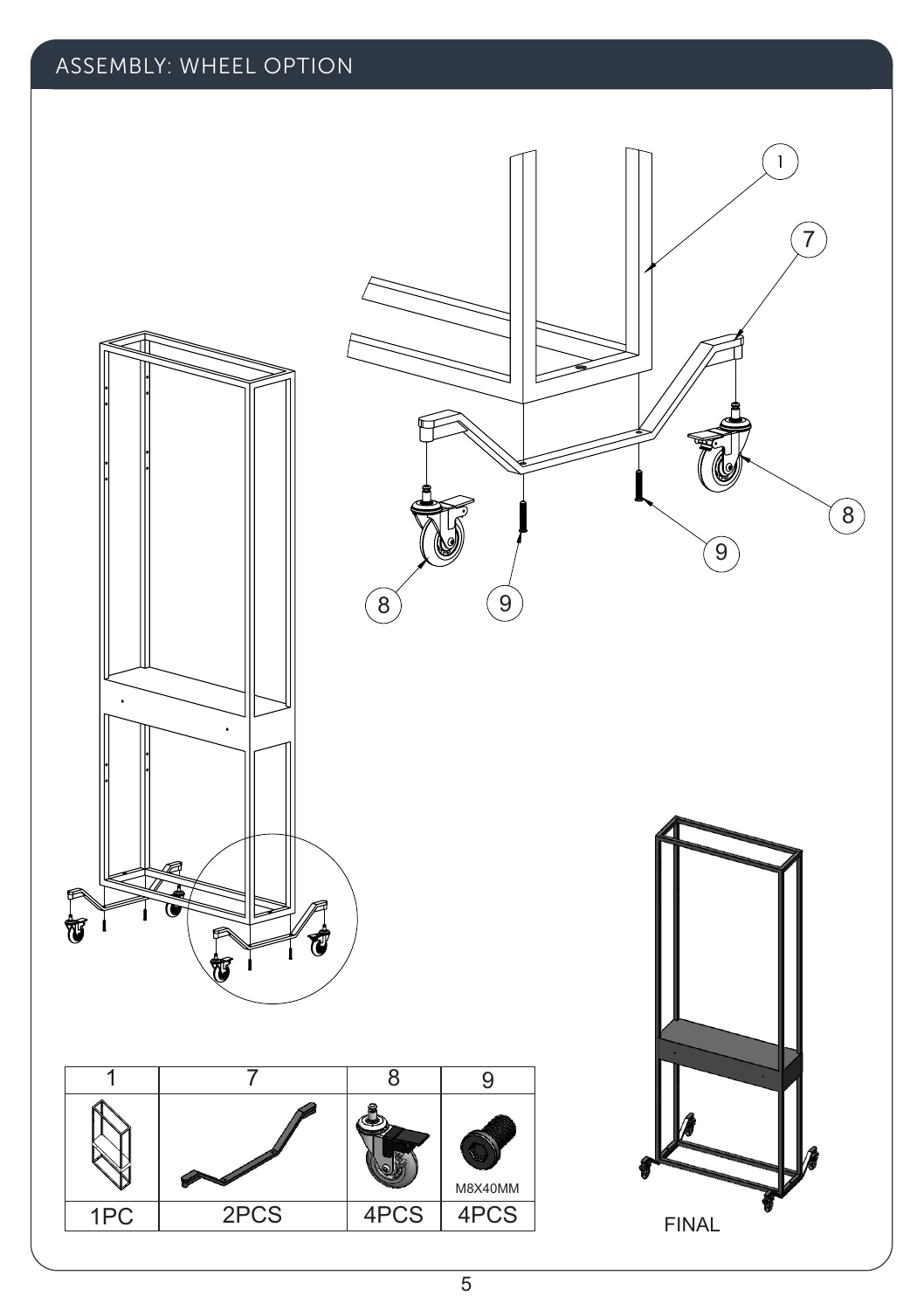## ASSEMBLY: WHEEL OPTION

| 1 | 7 | 8 | 9 |
|---|---|---|---|
| | | | M8X40MM |
| 1PC | 2PCS | 4PCS | 4PCS |

FINAL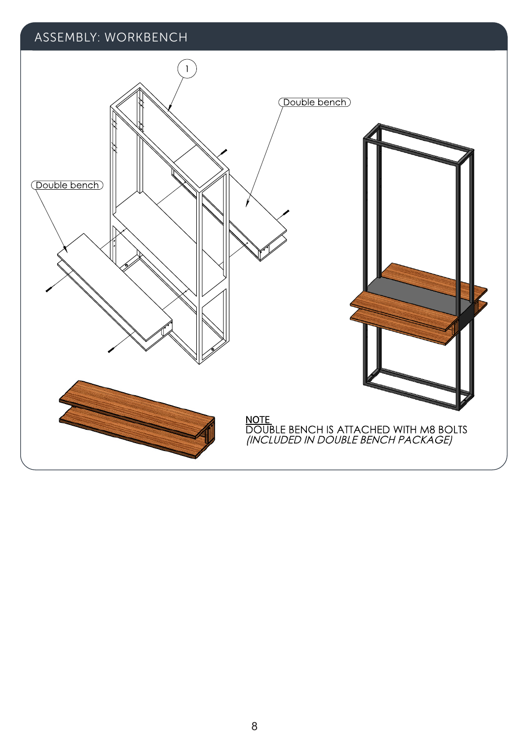# ASSEMBLY: WORKBENCH

1

Double bench

Double bench

NOTE
DOUBLE BENCH IS ATTACHED WITH M8 BOLTS
*(INCLUDED IN DOUBLE BENCH PACKAGE)*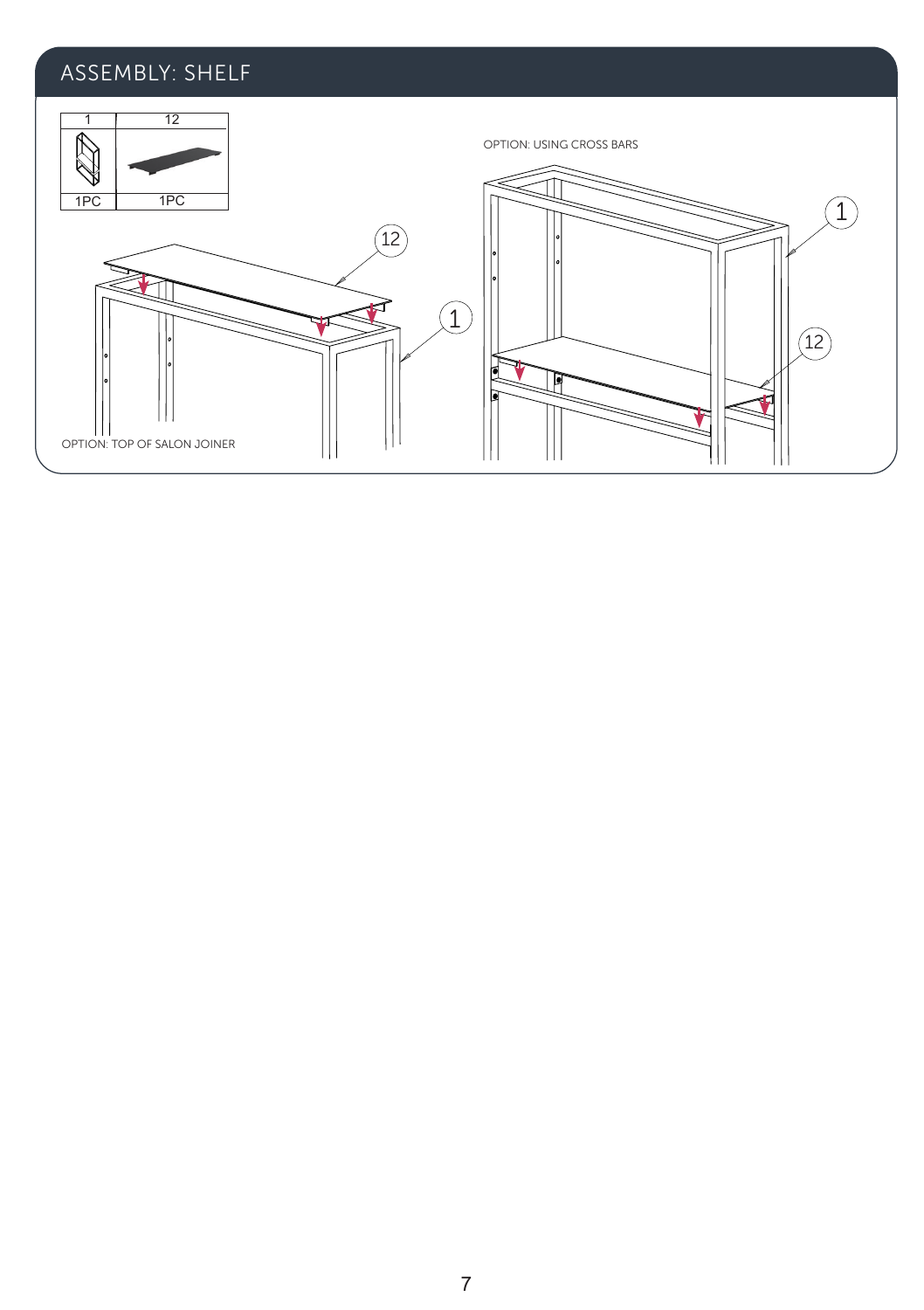## ASSEMBLY: SHELF

| 1 | 12 |
|---|---|
| 1PC | 1PC |

OPTION: USING CROSS BARS

OPTION: TOP OF SALON JOINER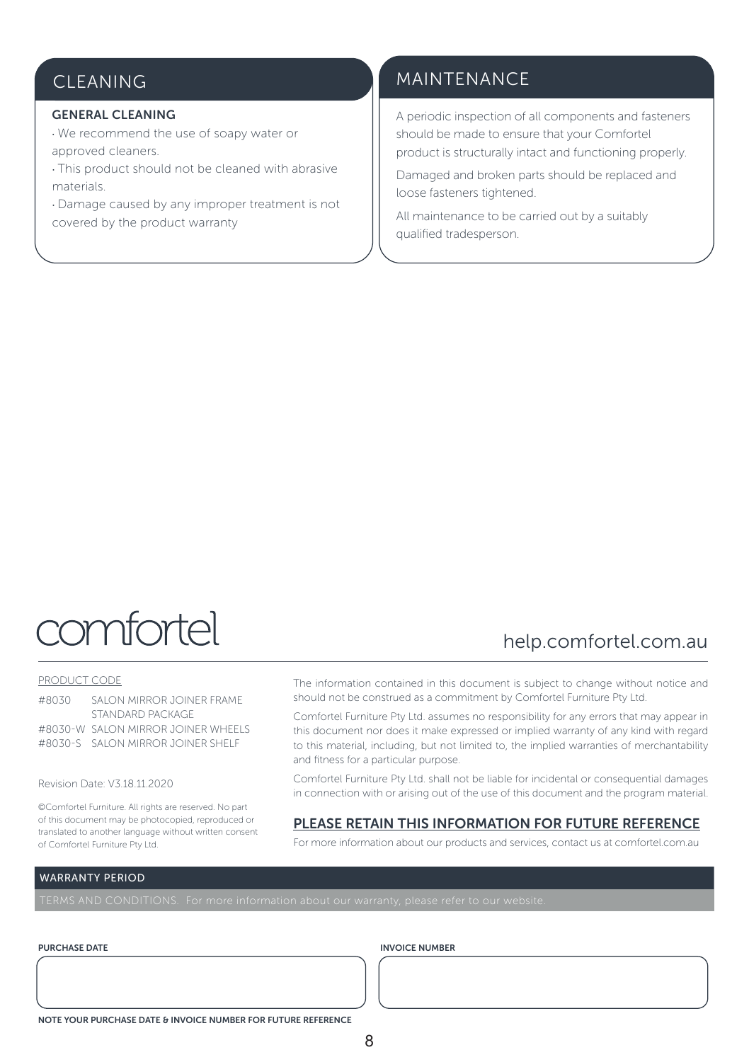## CLEANING

### GENERAL CLEANING

- We recommend the use of soapy water or approved cleaners.
- This product should not be cleaned with abrasive materials.
- Damage caused by any improper treatment is not covered by the product warranty

## MAINTENANCE

A periodic inspection of all components and fasteners should be made to ensure that your Comfortel product is structurally intact and functioning properly.

Damaged and broken parts should be replaced and loose fasteners tightened.

All maintenance to be carried out by a suitably qualified tradesperson.

# comfortel

help.comfortel.com.au

PRODUCT CODE

| | |
|---|---|
| #8030 | SALON MIRROR JOINER FRAME STANDARD PACKAGE |
| #8030-W | SALON MIRROR JOINER WHEELS |
| #8030-S | SALON MIRROR JOINER SHELF |

Revision Date: V3.18.11.2020

©Comfortel Furniture. All rights are reserved. No part of this document may be photocopied, reproduced or translated to another language without written consent of Comfortel Furniture Pty Ltd.

The information contained in this document is subject to change without notice and should not be construed as a commitment by Comfortel Furniture Pty Ltd.

Comfortel Furniture Pty Ltd. assumes no responsibility for any errors that may appear in this document nor does it make expressed or implied warranty of any kind with regard to this material, including, but not limited to, the implied warranties of merchantability and fitness for a particular purpose.

Comfortel Furniture Pty Ltd. shall not be liable for incidental or consequential damages in connection with or arising out of the use of this document and the program material.

**PLEASE RETAIN THIS INFORMATION FOR FUTURE REFERENCE**

For more information about our products and services, contact us at comfortel.com.au

WARRANTY PERIOD

TERMS AND CONDITIONS. For more information about our warranty, please refer to our website.

**PURCHASE DATE**

**INVOICE NUMBER**

**NOTE YOUR PURCHASE DATE & INVOICE NUMBER FOR FUTURE REFERENCE**